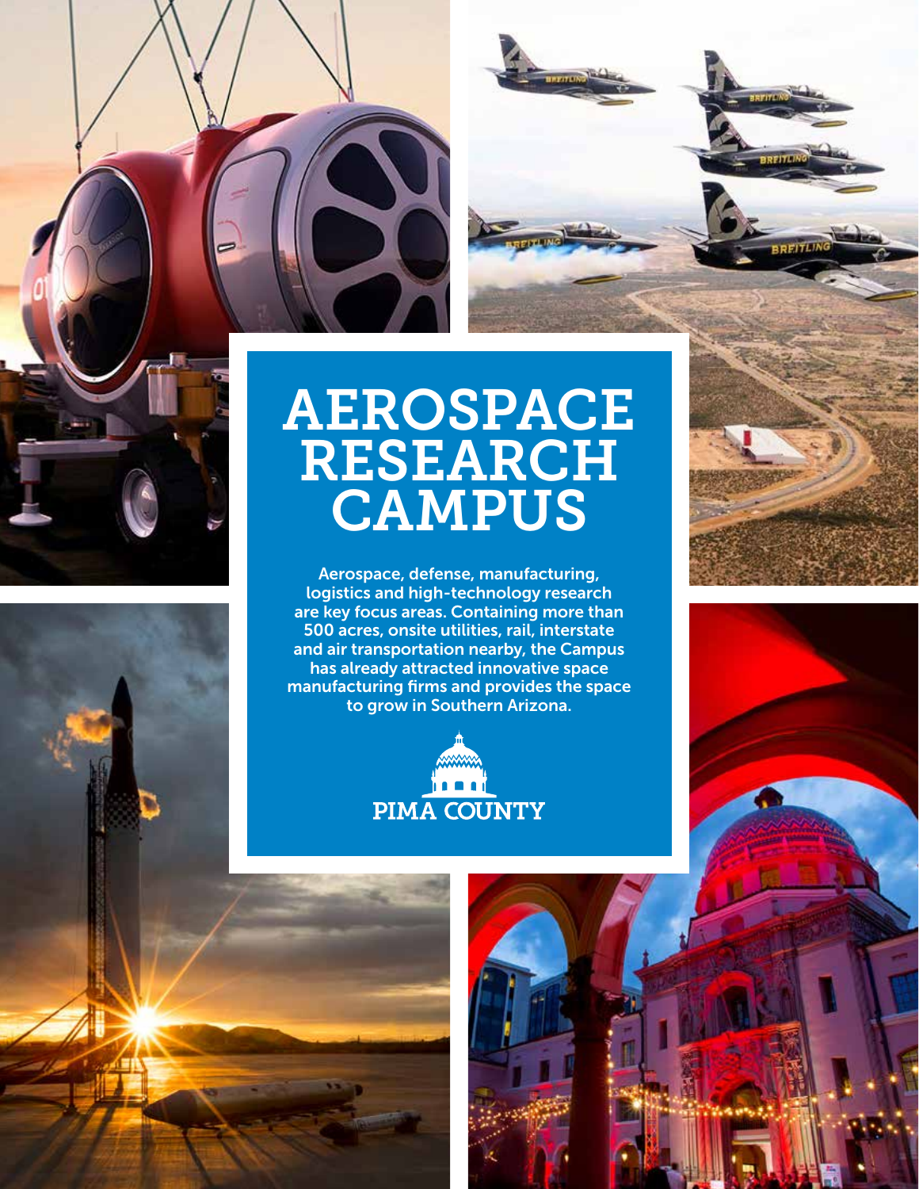# AEROSPACE RESEARCH CAMPUS

Aerospace, defense, manufacturing, logistics and high-technology research are key focus areas. Containing more than 500 acres, onsite utilities, rail, interstate and air transportation nearby, the Campus has already attracted innovative space manufacturing firms and provides the space to grow in Southern Arizona.

PIMA COUNTY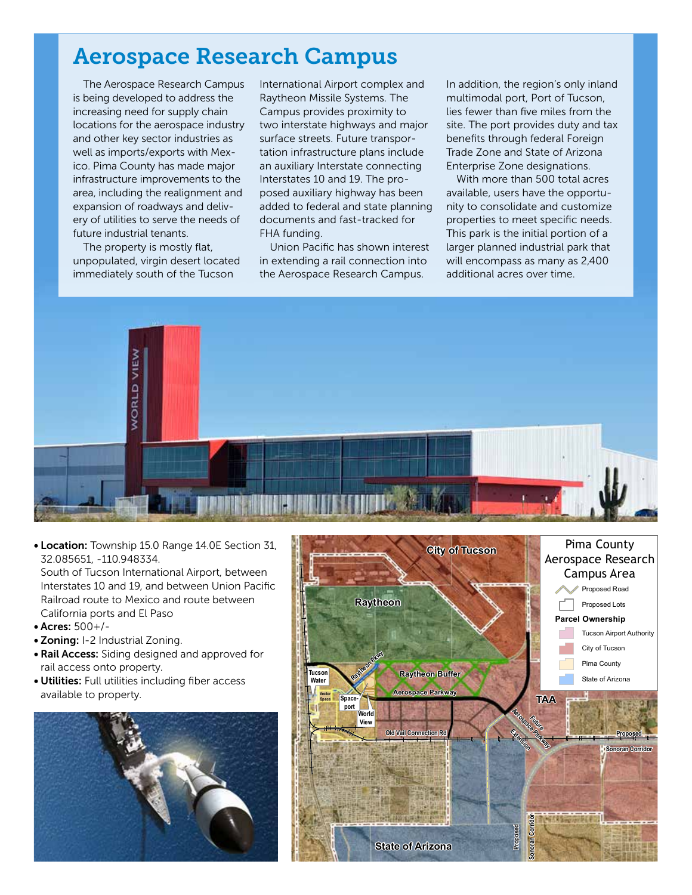# Aerospace Research Campus

The Aerospace Research Campus is being developed to address the increasing need for supply chain locations for the aerospace industry and other key sector industries as well as imports/exports with Mexico. Pima County has made major infrastructure improvements to the area, including the realignment and expansion of roadways and delivery of utilities to serve the needs of future industrial tenants.

The property is mostly flat, unpopulated, virgin desert located immediately south of the Tucson International Airport complex and Raytheon Missile Systems. The Campus provides proximity to two interstate highways and major surface streets. Future transportation infrastructure plans include an auxiliary Interstate connecting Interstates 10 and 19. The proposed auxiliary highway has been added to federal and state planning documents and fast-tracked for FHA funding.

Union Pacific has shown interest in extending a rail connection into the Aerospace Research Campus.

In addition, the region's only inland multimodal port, Port of Tucson, lies fewer than five miles from the site. The port provides duty and tax benefits through federal Foreign Trade Zone and State of Arizona Enterprise Zone designations.

With more than 500 total acres available, users have the opportunity to consolidate and customize properties to meet specific needs. This park is the initial portion of a larger planned industrial park that will encompass as many as 2,400 additional acres over time.

- **Location:** Township 15.0 Range 14.0E Section 31, 32.085651, -110.948334.
  South of Tucson International Airport, between Interstates 10 and 19, and between Union Pacific Railroad route to Mexico and route between California ports and El Paso
- **Acres:** 500+/-
- **Zoning:** I-2 Industrial Zoning.
- **Rail Access:** Siding designed and approved for rail access onto property.
- **Utilities:** Full utilities including fiber access available to property.

Pima County Aerospace Research Campus Area

Proposed Road

Proposed Lots

Parcel Ownership

Tucson Airport Authority

City of Tucson

Pima County

State of Arizona

City of Tucson

Raytheon

Raytheon Pkwy

Raytheon Buffer

Aerospace Parkway

Tucson Water

Vector Space

Spaceport

World View

TAA

Old Vail Connection Rd

Future Aerospace Parkway Extension

Proposed Sonoran Corridor

State of Arizona